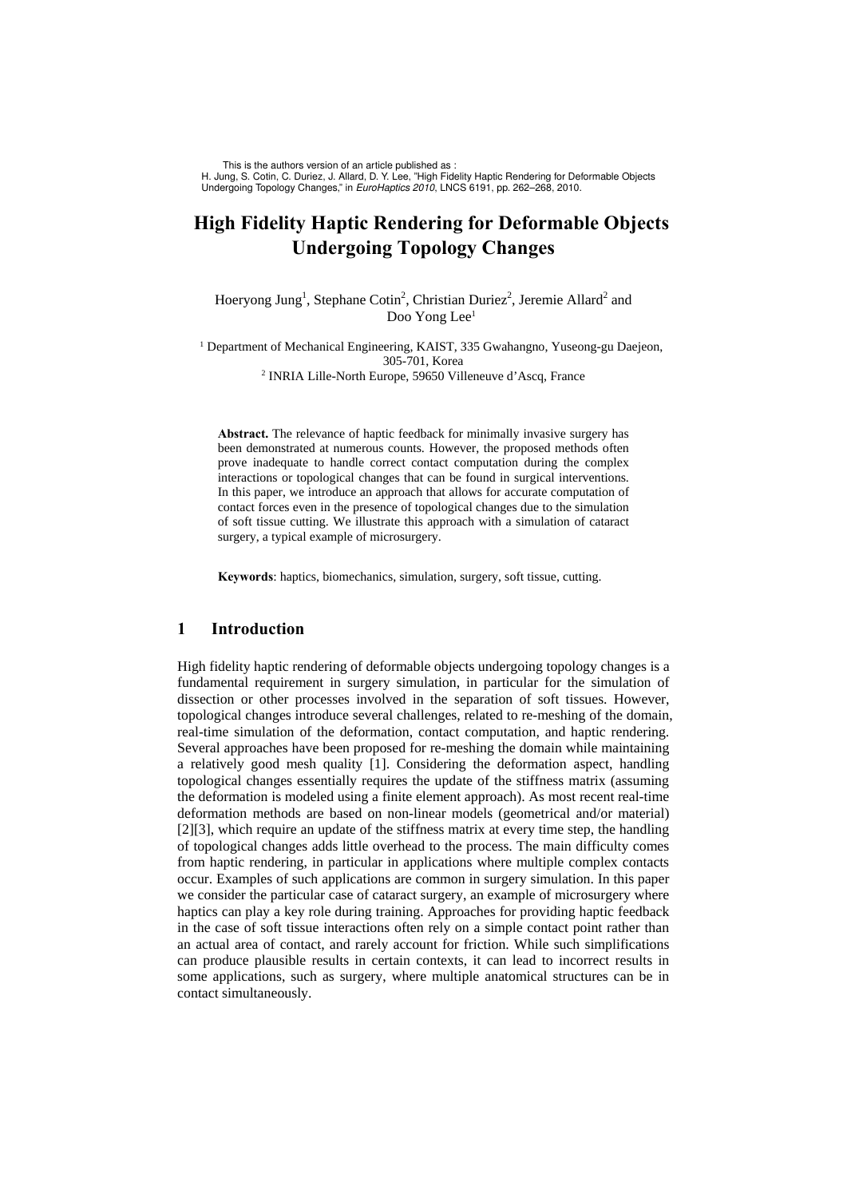This is the authors version of an article published as :
H. Jung, S. Cotin, C. Duriez, J. Allard, D. Y. Lee, "High Fidelity Haptic Rendering for Deformable Objects Undergoing Topology Changes," in *EuroHaptics 2010*, LNCS 6191, pp. 262–268, 2010.

# High Fidelity Haptic Rendering for Deformable Objects Undergoing Topology Changes

Hoeryong Jung[1], Stephane Cotin[2], Christian Duriez[2], Jeremie Allard[2] and Doo Yong Lee[1]

[1] Department of Mechanical Engineering, KAIST, 335 Gwahangno, Yuseong-gu Daejeon, 305-701, Korea
[2] INRIA Lille-North Europe, 59650 Villeneuve d'Ascq, France

**Abstract.** The relevance of haptic feedback for minimally invasive surgery has been demonstrated at numerous counts. However, the proposed methods often prove inadequate to handle correct contact computation during the complex interactions or topological changes that can be found in surgical interventions. In this paper, we introduce an approach that allows for accurate computation of contact forces even in the presence of topological changes due to the simulation of soft tissue cutting. We illustrate this approach with a simulation of cataract surgery, a typical example of microsurgery.

**Keywords**: haptics, biomechanics, simulation, surgery, soft tissue, cutting.

## 1 Introduction

High fidelity haptic rendering of deformable objects undergoing topology changes is a fundamental requirement in surgery simulation, in particular for the simulation of dissection or other processes involved in the separation of soft tissues. However, topological changes introduce several challenges, related to re-meshing of the domain, real-time simulation of the deformation, contact computation, and haptic rendering. Several approaches have been proposed for re-meshing the domain while maintaining a relatively good mesh quality [1]. Considering the deformation aspect, handling topological changes essentially requires the update of the stiffness matrix (assuming the deformation is modeled using a finite element approach). As most recent real-time deformation methods are based on non-linear models (geometrical and/or material) [2][3], which require an update of the stiffness matrix at every time step, the handling of topological changes adds little overhead to the process. The main difficulty comes from haptic rendering, in particular in applications where multiple complex contacts occur. Examples of such applications are common in surgery simulation. In this paper we consider the particular case of cataract surgery, an example of microsurgery where haptics can play a key role during training. Approaches for providing haptic feedback in the case of soft tissue interactions often rely on a simple contact point rather than an actual area of contact, and rarely account for friction. While such simplifications can produce plausible results in certain contexts, it can lead to incorrect results in some applications, such as surgery, where multiple anatomical structures can be in contact simultaneously.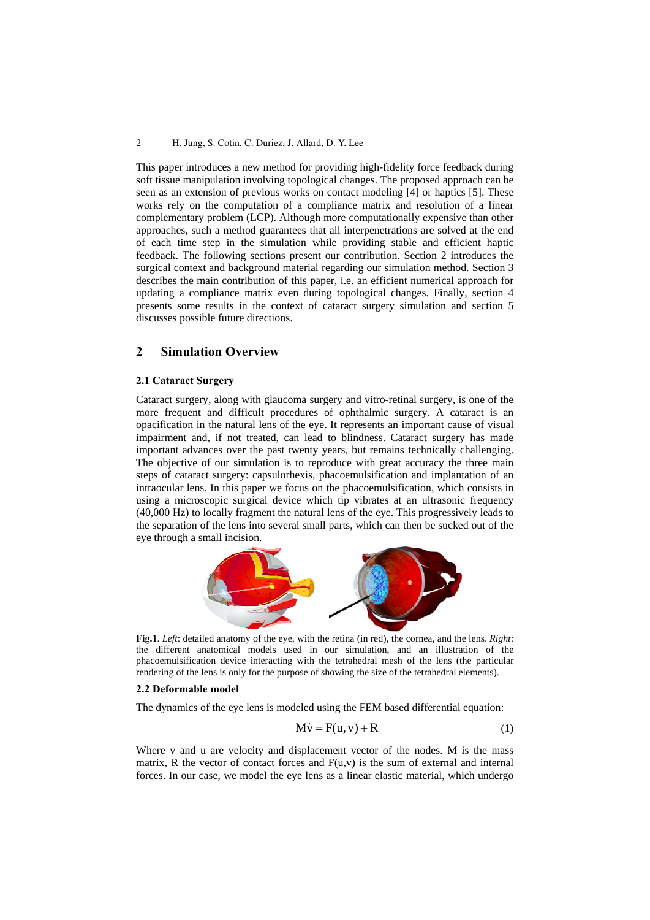This paper introduces a new method for providing high-fidelity force feedback during soft tissue manipulation involving topological changes. The proposed approach can be seen as an extension of previous works on contact modeling [4] or haptics [5]. These works rely on the computation of a compliance matrix and resolution of a linear complementary problem (LCP). Although more computationally expensive than other approaches, such a method guarantees that all interpenetrations are solved at the end of each time step in the simulation while providing stable and efficient haptic feedback. The following sections present our contribution. Section 2 introduces the surgical context and background material regarding our simulation method. Section 3 describes the main contribution of this paper, i.e. an efficient numerical approach for updating a compliance matrix even during topological changes. Finally, section 4 presents some results in the context of cataract surgery simulation and section 5 discusses possible future directions.

## 2 Simulation Overview

### 2.1 Cataract Surgery

Cataract surgery, along with glaucoma surgery and vitro-retinal surgery, is one of the more frequent and difficult procedures of ophthalmic surgery. A cataract is an opacification in the natural lens of the eye. It represents an important cause of visual impairment and, if not treated, can lead to blindness. Cataract surgery has made important advances over the past twenty years, but remains technically challenging. The objective of our simulation is to reproduce with great accuracy the three main steps of cataract surgery: capsulorhexis, phacoemulsification and implantation of an intraocular lens. In this paper we focus on the phacoemulsification, which consists in using a microscopic surgical device which tip vibrates at an ultrasonic frequency (40,000 Hz) to locally fragment the natural lens of the eye. This progressively leads to the separation of the lens into several small parts, which can then be sucked out of the eye through a small incision.

**Fig.1**. *Left*: detailed anatomy of the eye, with the retina (in red), the cornea, and the lens. *Right*: the different anatomical models used in our simulation, and an illustration of the phacoemulsification device interacting with the tetrahedral mesh of the lens (the particular rendering of the lens is only for the purpose of showing the size of the tetrahedral elements).

### 2.2 Deformable model

The dynamics of the eye lens is modeled using the FEM based differential equation:

$$M\dot{v} = F(u, v) + R \tag{1}$$

Where v and u are velocity and displacement vector of the nodes. M is the mass matrix, R the vector of contact forces and F(u,v) is the sum of external and internal forces. In our case, we model the eye lens as a linear elastic material, which undergo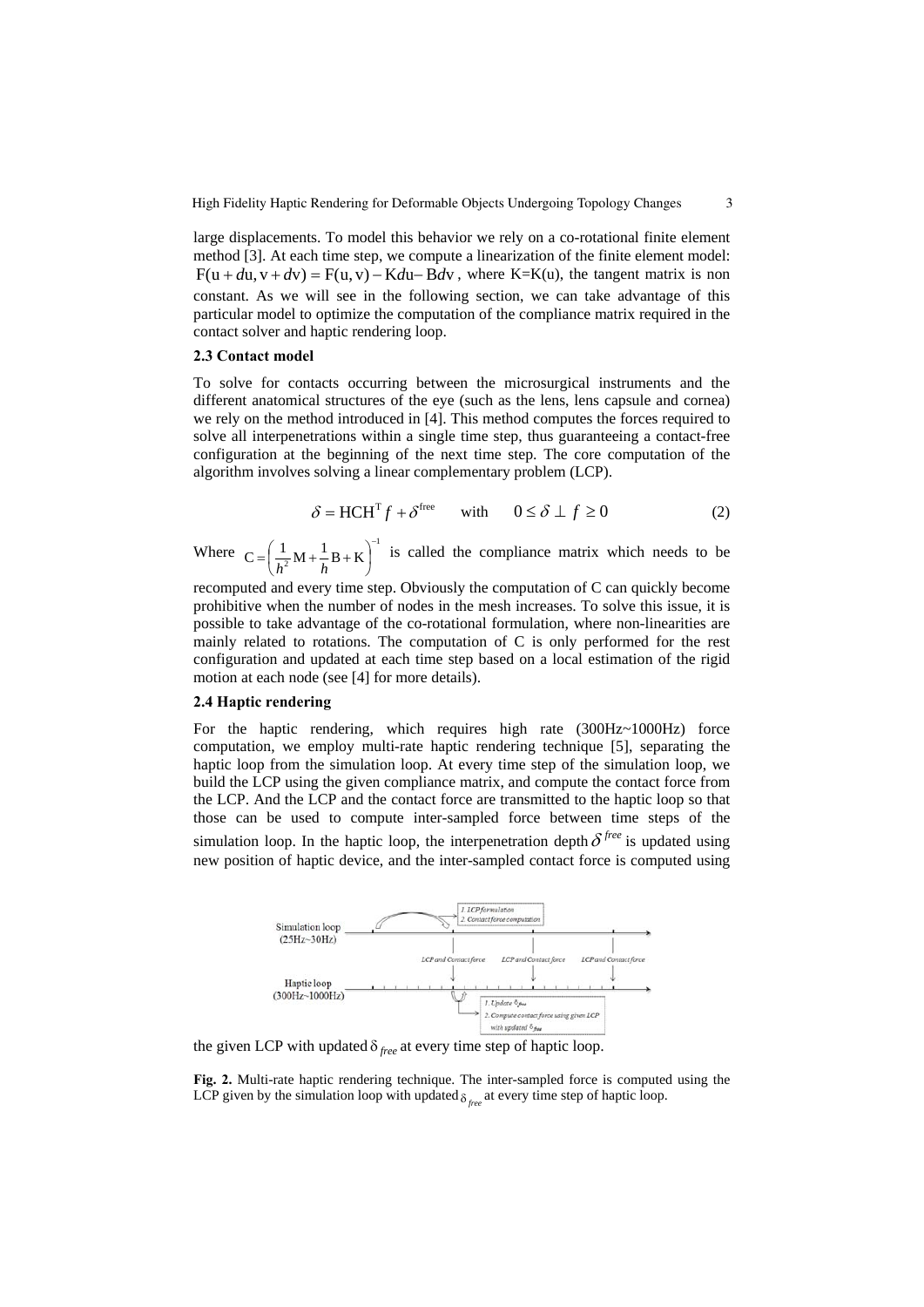large displacements. To model this behavior we rely on a co-rotational finite element method [3]. At each time step, we compute a linearization of the finite element model: $F(u + du, v + dv) = F(u, v) - K du - B dv$, where K=K(u), the tangent matrix is non constant. As we will see in the following section, we can take advantage of this particular model to optimize the computation of the compliance matrix required in the contact solver and haptic rendering loop.

### 2.3 Contact model

To solve for contacts occurring between the microsurgical instruments and the different anatomical structures of the eye (such as the lens, lens capsule and cornea) we rely on the method introduced in [4]. This method computes the forces required to solve all interpenetrations within a single time step, thus guaranteeing a contact-free configuration at the beginning of the next time step. The core computation of the algorithm involves solving a linear complementary problem (LCP).

$$\delta = \mathrm{HCH}^{\mathrm{T}} f + \delta^{\mathrm{free}} \qquad \text{with} \qquad 0 \leq \delta \perp f \geq 0 \tag{2}$$

Where $C = \left( \frac{1}{h^2} M + \frac{1}{h} B + K \right)^{-1}$ is called the compliance matrix which needs to be recomputed and every time step. Obviously the computation of C can quickly become prohibitive when the number of nodes in the mesh increases. To solve this issue, it is possible to take advantage of the co-rotational formulation, where non-linearities are mainly related to rotations. The computation of C is only performed for the rest configuration and updated at each time step based on a local estimation of the rigid motion at each node (see [4] for more details).

### 2.4 Haptic rendering

For the haptic rendering, which requires high rate (300Hz~1000Hz) force computation, we employ multi-rate haptic rendering technique [5], separating the haptic loop from the simulation loop. At every time step of the simulation loop, we build the LCP using the given compliance matrix, and compute the contact force from the LCP. And the LCP and the contact force are transmitted to the haptic loop so that those can be used to compute inter-sampled force between time steps of the simulation loop. In the haptic loop, the interpenetration depth $\delta^{free}$ is updated using new position of haptic device, and the inter-sampled contact force is computed using the given LCP with updated $\delta_{free}$ at every time step of haptic loop.

**Fig. 2.** Multi-rate haptic rendering technique. The inter-sampled force is computed using the LCP given by the simulation loop with updated $\delta_{free}$ at every time step of haptic loop.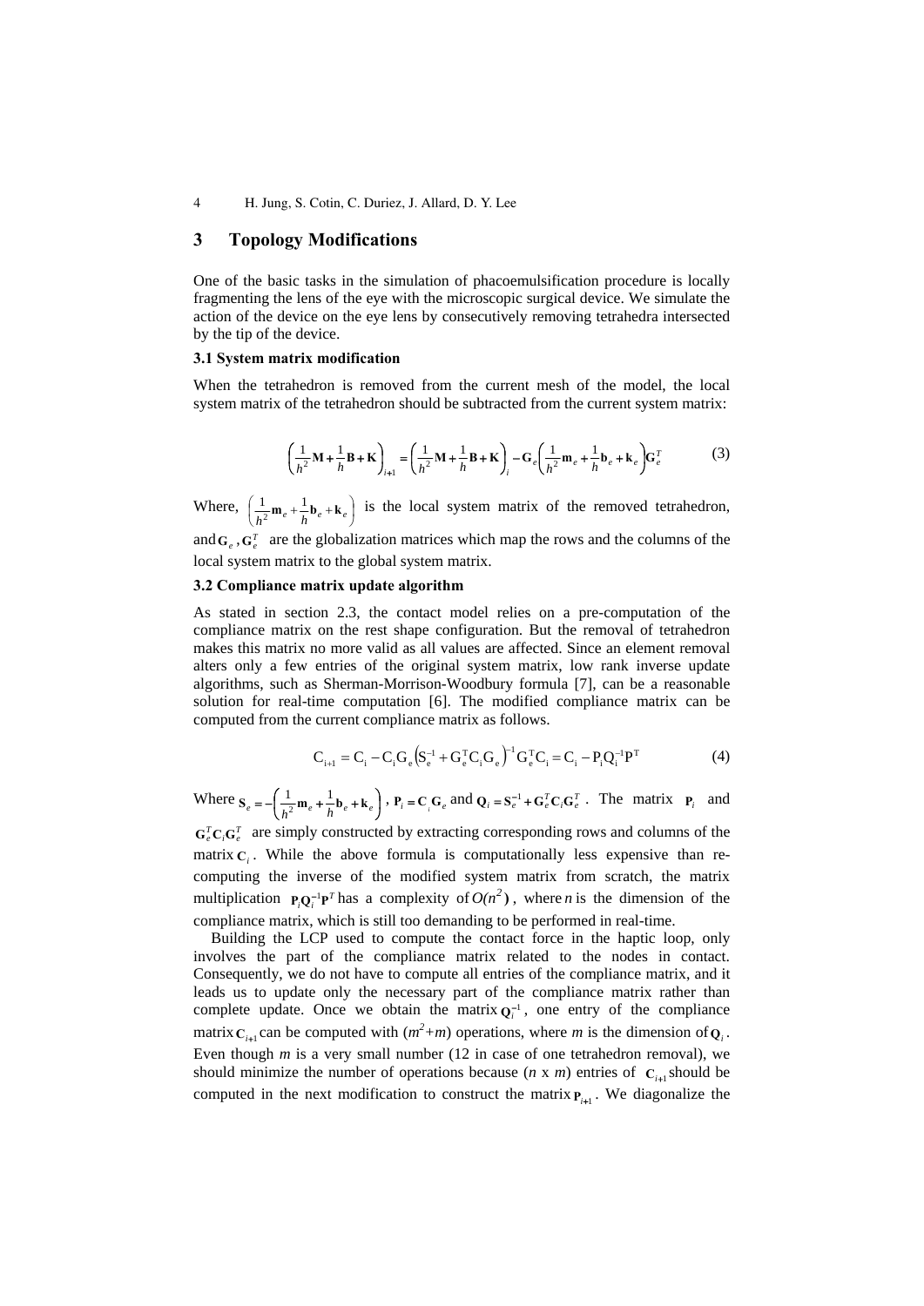## 3 Topology Modifications

One of the basic tasks in the simulation of phacoemulsification procedure is locally fragmenting the lens of the eye with the microscopic surgical device. We simulate the action of the device on the eye lens by consecutively removing tetrahedra intersected by the tip of the device.

### 3.1 System matrix modification

When the tetrahedron is removed from the current mesh of the model, the local system matrix of the tetrahedron should be subtracted from the current system matrix:

$$\left(\frac{1}{h^2}\mathbf{M}+\frac{1}{h}\mathbf{B}+\mathbf{K}\right)_{i+1}=\left(\frac{1}{h^2}\mathbf{M}+\frac{1}{h}\mathbf{B}+\mathbf{K}\right)_{i}-\mathbf{G}_e\left(\frac{1}{h^2}\mathbf{m}_e+\frac{1}{h}\mathbf{b}_e+\mathbf{k}_e\right)\mathbf{G}_e^T \tag{3}$$

Where, $\left(\frac{1}{h^2}\mathbf{m}_e+\frac{1}{h}\mathbf{b}_e+\mathbf{k}_e\right)$ is the local system matrix of the removed tetrahedron, and $\mathbf{G}_e, \mathbf{G}_e^T$ are the globalization matrices which map the rows and the columns of the local system matrix to the global system matrix.

### 3.2 Compliance matrix update algorithm

As stated in section 2.3, the contact model relies on a pre-computation of the compliance matrix on the rest shape configuration. But the removal of tetrahedron makes this matrix no more valid as all values are affected. Since an element removal alters only a few entries of the original system matrix, low rank inverse update algorithms, such as Sherman-Morrison-Woodbury formula [7], can be a reasonable solution for real-time computation [6]. The modified compliance matrix can be computed from the current compliance matrix as follows.

$$\mathrm{C}_{i+1}=\mathrm{C}_i-\mathrm{C}_i\mathrm{G}_e\left(\mathrm{S}_e^{-1}+\mathrm{G}_e^{\mathrm{T}}\mathrm{C}_i\mathrm{G}_e\right)^{-1}\mathrm{G}_e^{\mathrm{T}}\mathrm{C}_i=\mathrm{C}_i-\mathrm{P}_i\mathrm{Q}_i^{-1}\mathrm{P}^{\mathrm{T}} \tag{4}$$

Where $\mathbf{S}_e=-\left(\frac{1}{h^2}\mathbf{m}_e+\frac{1}{h}\mathbf{b}_e+\mathbf{k}_e\right)$, $\mathbf{P}_i=\mathbf{C}_i\mathbf{G}_e$ and $\mathbf{Q}_i=\mathbf{S}_e^{-1}+\mathbf{G}_e^T\mathbf{C}_i\mathbf{G}_e^T$. The matrix $\mathbf{P}_i$ and $\mathbf{G}_e^T\mathbf{C}_i\mathbf{G}_e^T$ are simply constructed by extracting corresponding rows and columns of the matrix $\mathbf{C}_i$. While the above formula is computationally less expensive than re-computing the inverse of the modified system matrix from scratch, the matrix multiplication $\mathbf{P}_i\mathbf{Q}_i^{-1}\mathbf{P}^T$ has a complexity of $O(n^2)$, where $n$ is the dimension of the compliance matrix, which is still too demanding to be performed in real-time.

Building the LCP used to compute the contact force in the haptic loop, only involves the part of the compliance matrix related to the nodes in contact. Consequently, we do not have to compute all entries of the compliance matrix, and it leads us to update only the necessary part of the compliance matrix rather than complete update. Once we obtain the matrix $\mathbf{Q}_i^{-1}$, one entry of the compliance matrix $\mathbf{C}_{i+1}$ can be computed with $(m^2+m)$ operations, where $m$ is the dimension of $\mathbf{Q}_i$. Even though $m$ is a very small number (12 in case of one tetrahedron removal), we should minimize the number of operations because ($n$ x $m$) entries of $\mathbf{C}_{i+1}$ should be computed in the next modification to construct the matrix $\mathbf{P}_{i+1}$. We diagonalize the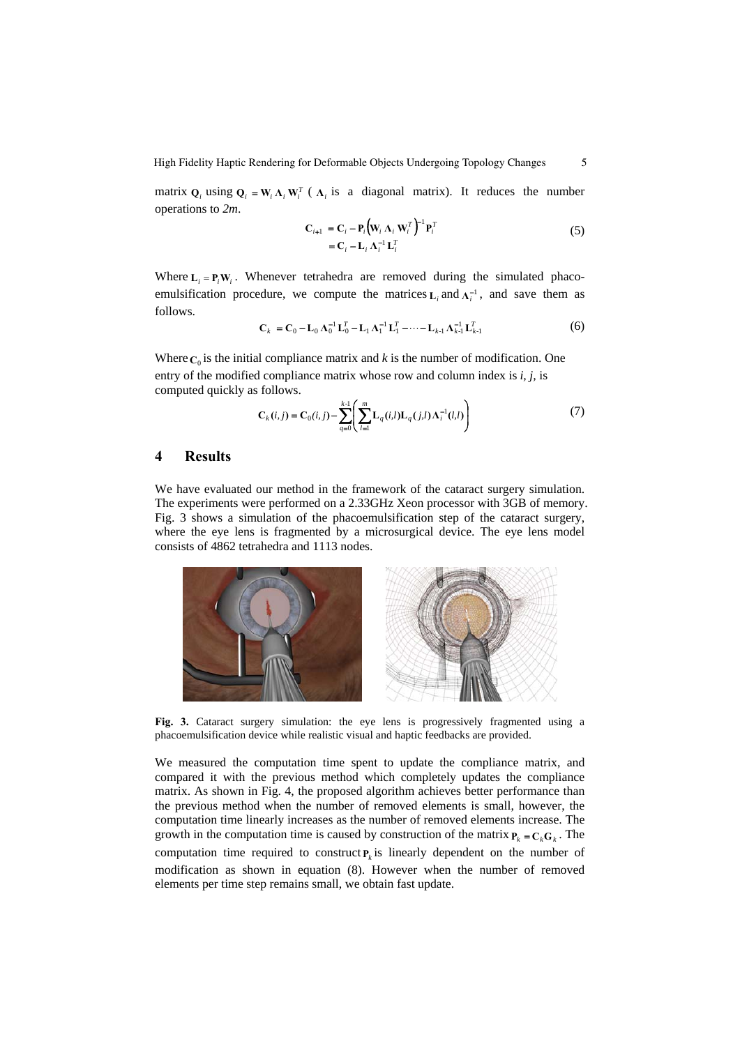matrix $\mathbf{Q}_i$ using $\mathbf{Q}_i = \mathbf{W}_i \mathbf{\Lambda}_i \mathbf{W}_i^T$ ( $\mathbf{\Lambda}_i$ is a diagonal matrix). It reduces the number operations to *2m*.

$$\begin{aligned} \mathbf{C}_{i+1} &= \mathbf{C}_i - \mathbf{P}_i \left( \mathbf{W}_i \mathbf{\Lambda}_i \mathbf{W}_i^T \right)^{-1} \mathbf{P}_i^T \\ &= \mathbf{C}_i - \mathbf{L}_i \mathbf{\Lambda}_i^{-1} \mathbf{L}_i^T \end{aligned} \tag{5}$$

Where $\mathbf{L}_i = \mathbf{P}_i \mathbf{W}_i$. Whenever tetrahedra are removed during the simulated phaco-emulsification procedure, we compute the matrices $\mathbf{L}_i$ and $\mathbf{\Lambda}_i^{-1}$, and save them as follows.

$$\mathbf{C}_k = \mathbf{C}_0 - \mathbf{L}_0 \mathbf{\Lambda}_0^{-1} \mathbf{L}_0^T - \mathbf{L}_1 \mathbf{\Lambda}_1^{-1} \mathbf{L}_1^T - \cdots - \mathbf{L}_{k-1} \mathbf{\Lambda}_{k-1}^{-1} \mathbf{L}_{k-1}^T \tag{6}$$

Where $\mathbf{C}_0$ is the initial compliance matrix and *k* is the number of modification. One entry of the modified compliance matrix whose row and column index is *i, j*, is computed quickly as follows.

$$\mathbf{C}_k(i,j) = \mathbf{C}_0(i,j) - \sum_{q=0}^{k-1} \left( \sum_{l=1}^{m} \mathbf{L}_q(i,l) \mathbf{L}_q(j,l) \mathbf{\Lambda}_i^{-1}(l,l) \right) \tag{7}$$

## 4 Results

We have evaluated our method in the framework of the cataract surgery simulation. The experiments were performed on a 2.33GHz Xeon processor with 3GB of memory. Fig. 3 shows a simulation of the phacoemulsification step of the cataract surgery, where the eye lens is fragmented by a microsurgical device. The eye lens model consists of 4862 tetrahedra and 1113 nodes.

**Fig. 3.** Cataract surgery simulation: the eye lens is progressively fragmented using a phacoemulsification device while realistic visual and haptic feedbacks are provided.

We measured the computation time spent to update the compliance matrix, and compared it with the previous method which completely updates the compliance matrix. As shown in Fig. 4, the proposed algorithm achieves better performance than the previous method when the number of removed elements is small, however, the computation time linearly increases as the number of removed elements increase. The growth in the computation time is caused by construction of the matrix $\mathbf{P}_k = \mathbf{C}_k \mathbf{G}_k$. The computation time required to construct $\mathbf{P}_k$ is linearly dependent on the number of modification as shown in equation (8). However when the number of removed elements per time step remains small, we obtain fast update.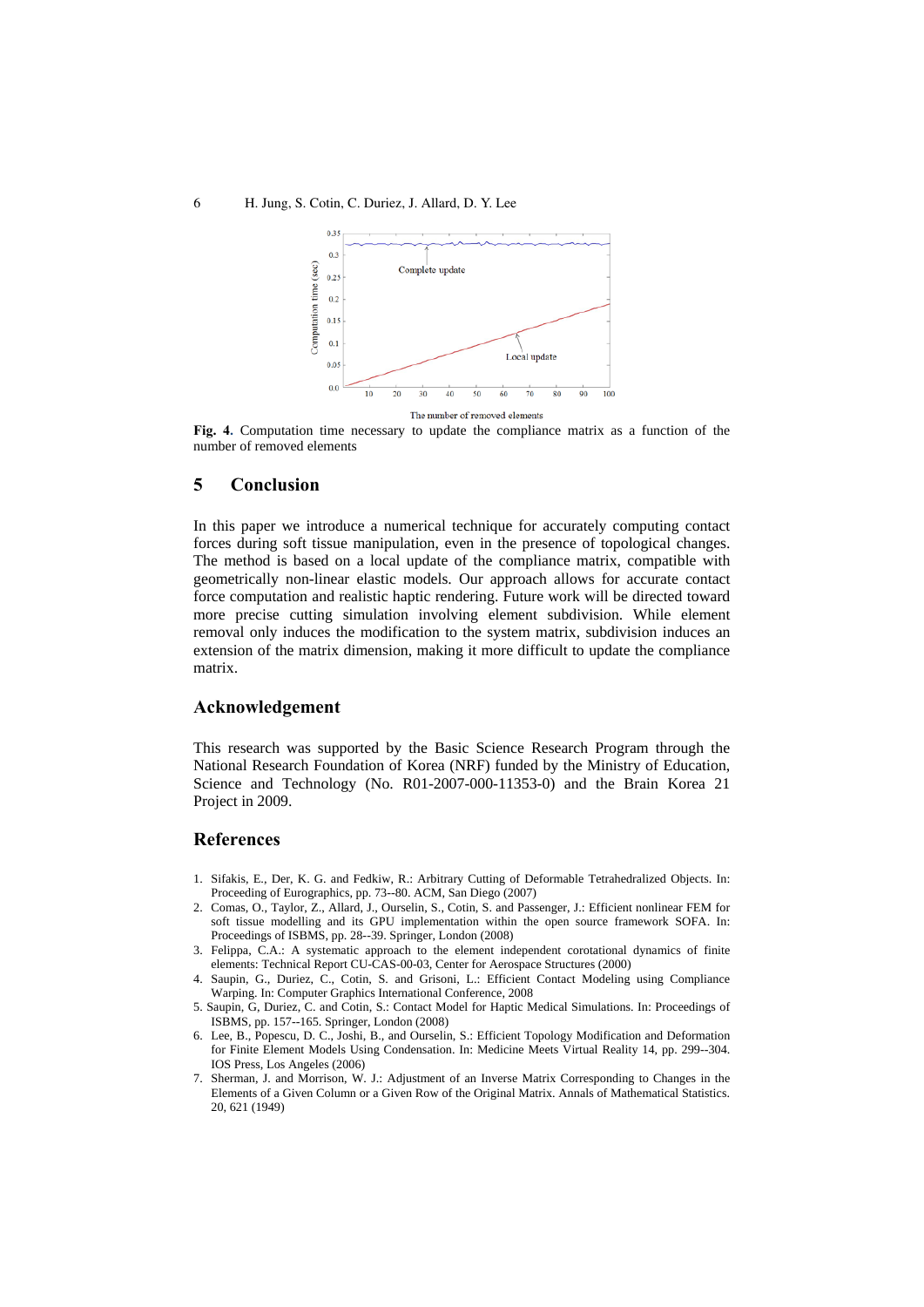0.35
0.3
0.25
0.2
0.15
0.1
0.05
0.0

Computation time (sec)

Complete update

Local update

10 20 30 40 50 60 70 80 90 100

The number of removed elements

**Fig. 4.** Computation time necessary to update the compliance matrix as a function of the number of removed elements

## 5 Conclusion

In this paper we introduce a numerical technique for accurately computing contact forces during soft tissue manipulation, even in the presence of topological changes. The method is based on a local update of the compliance matrix, compatible with geometrically non-linear elastic models. Our approach allows for accurate contact force computation and realistic haptic rendering. Future work will be directed toward more precise cutting simulation involving element subdivision. While element removal only induces the modification to the system matrix, subdivision induces an extension of the matrix dimension, making it more difficult to update the compliance matrix.

## Acknowledgement

This research was supported by the Basic Science Research Program through the National Research Foundation of Korea (NRF) funded by the Ministry of Education, Science and Technology (No. R01-2007-000-11353-0) and the Brain Korea 21 Project in 2009.

## References

1. Sifakis, E., Der, K. G. and Fedkiw, R.: Arbitrary Cutting of Deformable Tetrahedralized Objects. In: Proceeding of Eurographics, pp. 73--80. ACM, San Diego (2007)
2. Comas, O., Taylor, Z., Allard, J., Ourselin, S., Cotin, S. and Passenger, J.: Efficient nonlinear FEM for soft tissue modelling and its GPU implementation within the open source framework SOFA. In: Proceedings of ISBMS, pp. 28--39. Springer, London (2008)
3. Felippa, C.A.: A systematic approach to the element independent corotational dynamics of finite elements: Technical Report CU-CAS-00-03, Center for Aerospace Structures (2000)
4. Saupin, G., Duriez, C., Cotin, S. and Grisoni, L.: Efficient Contact Modeling using Compliance Warping. In: Computer Graphics International Conference, 2008
5. Saupin, G, Duriez, C. and Cotin, S.: Contact Model for Haptic Medical Simulations. In: Proceedings of ISBMS, pp. 157--165. Springer, London (2008)
6. Lee, B., Popescu, D. C., Joshi, B., and Ourselin, S.: Efficient Topology Modification and Deformation for Finite Element Models Using Condensation. In: Medicine Meets Virtual Reality 14, pp. 299--304. IOS Press, Los Angeles (2006)
7. Sherman, J. and Morrison, W. J.: Adjustment of an Inverse Matrix Corresponding to Changes in the Elements of a Given Column or a Given Row of the Original Matrix. Annals of Mathematical Statistics. 20, 621 (1949)